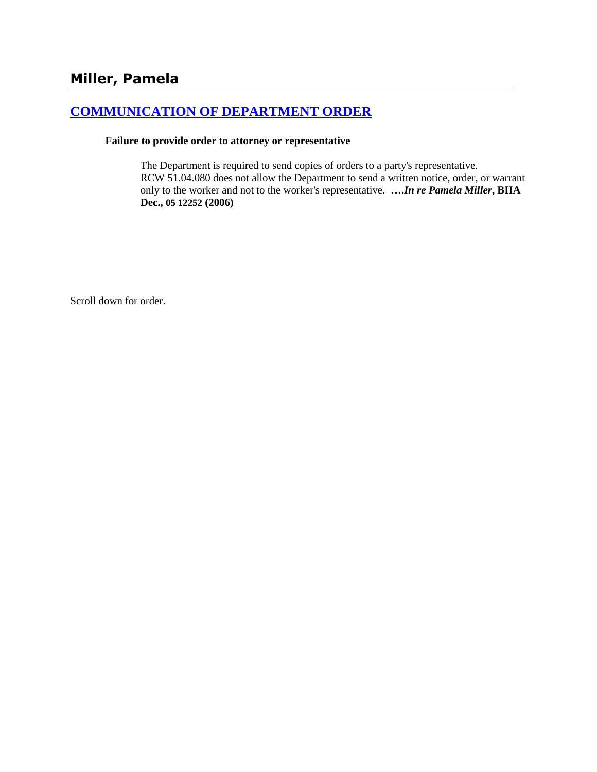## Miller, Pamela

### COMMUNICATION OF DEPARTMENT ORDER

**Failure to provide order to attorney or representative**

The Department is required to send copies of orders to a party's representative. RCW 51.04.080 does not allow the Department to send a written notice, order, or warrant only to the worker and not to the worker's representative. ***….In re Pamela Miller*, BIIA Dec., 05 12252 (2006)**

Scroll down for order.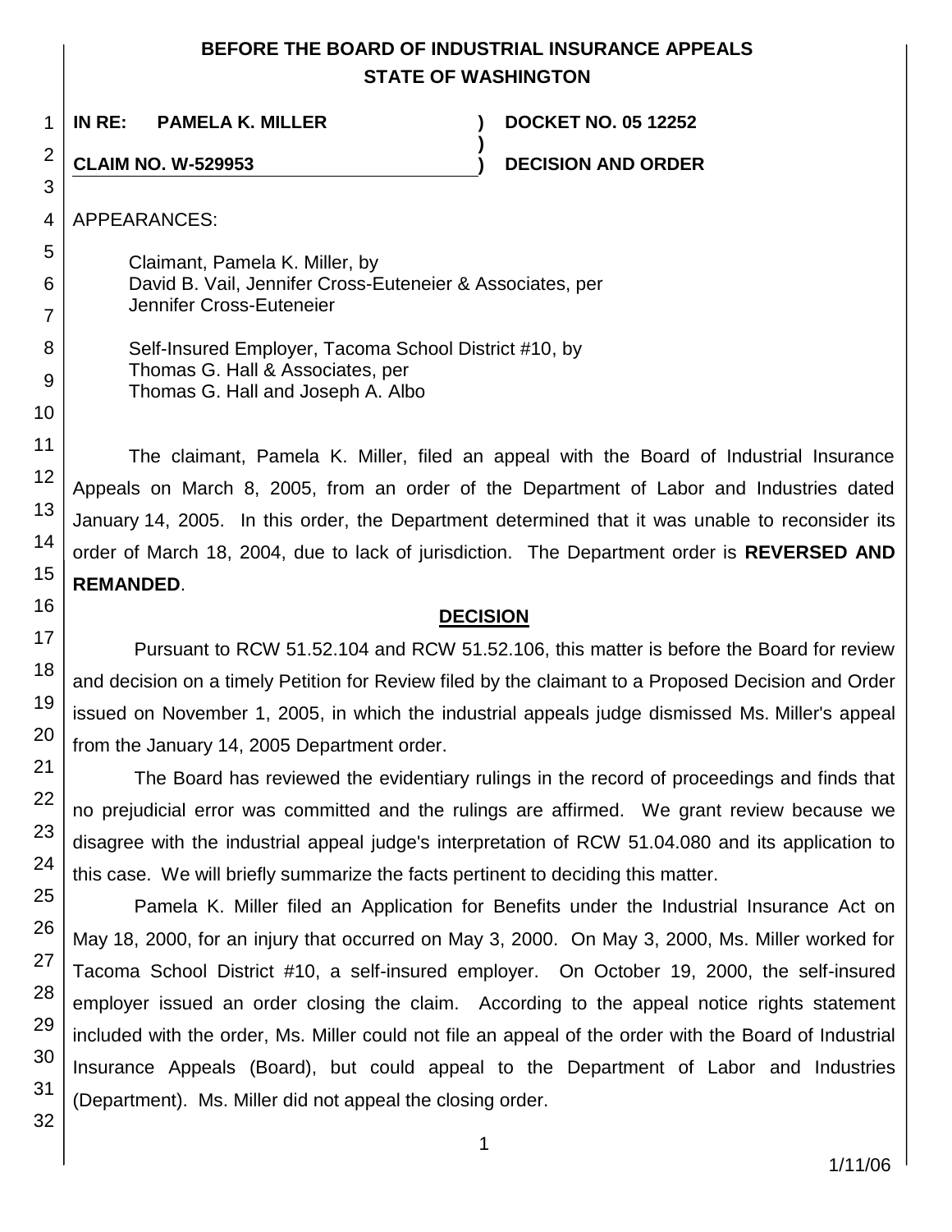# BEFORE THE BOARD OF INDUSTRIAL INSURANCE APPEALS
# STATE OF WASHINGTON

**IN RE: PAMELA K. MILLER** ) **DOCKET NO. 05 12252**
)
**CLAIM NO. W-529953** ) **DECISION AND ORDER**

APPEARANCES:

Claimant, Pamela K. Miller, by
David B. Vail, Jennifer Cross-Euteneier & Associates, per
Jennifer Cross-Euteneier

Self-Insured Employer, Tacoma School District #10, by
Thomas G. Hall & Associates, per
Thomas G. Hall and Joseph A. Albo

The claimant, Pamela K. Miller, filed an appeal with the Board of Industrial Insurance Appeals on March 8, 2005, from an order of the Department of Labor and Industries dated January 14, 2005. In this order, the Department determined that it was unable to reconsider its order of March 18, 2004, due to lack of jurisdiction. The Department order is **REVERSED AND REMANDED**.

## DECISION

Pursuant to RCW 51.52.104 and RCW 51.52.106, this matter is before the Board for review and decision on a timely Petition for Review filed by the claimant to a Proposed Decision and Order issued on November 1, 2005, in which the industrial appeals judge dismissed Ms. Miller's appeal from the January 14, 2005 Department order.

The Board has reviewed the evidentiary rulings in the record of proceedings and finds that no prejudicial error was committed and the rulings are affirmed. We grant review because we disagree with the industrial appeal judge's interpretation of RCW 51.04.080 and its application to this case. We will briefly summarize the facts pertinent to deciding this matter.

Pamela K. Miller filed an Application for Benefits under the Industrial Insurance Act on May 18, 2000, for an injury that occurred on May 3, 2000. On May 3, 2000, Ms. Miller worked for Tacoma School District #10, a self-insured employer. On October 19, 2000, the self-insured employer issued an order closing the claim. According to the appeal notice rights statement included with the order, Ms. Miller could not file an appeal of the order with the Board of Industrial Insurance Appeals (Board), but could appeal to the Department of Labor and Industries (Department). Ms. Miller did not appeal the closing order.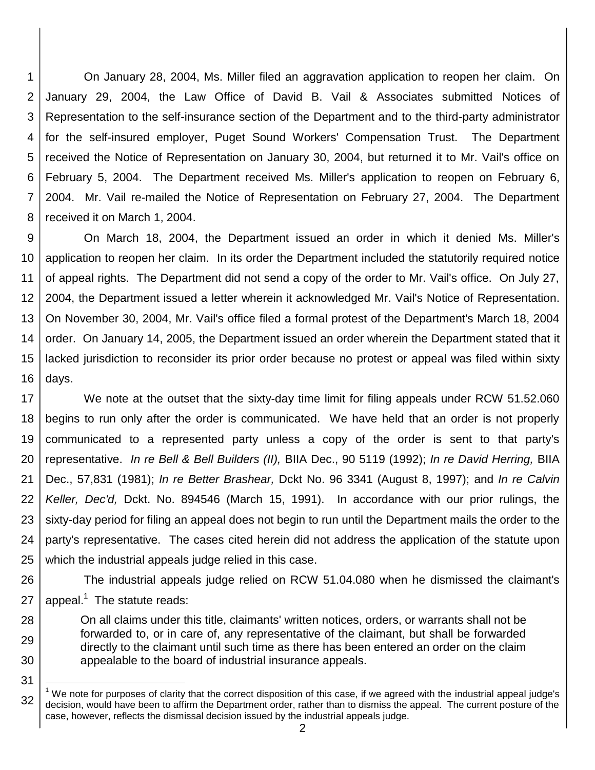On January 28, 2004, Ms. Miller filed an aggravation application to reopen her claim. On January 29, 2004, the Law Office of David B. Vail & Associates submitted Notices of Representation to the self-insurance section of the Department and to the third-party administrator for the self-insured employer, Puget Sound Workers' Compensation Trust. The Department received the Notice of Representation on January 30, 2004, but returned it to Mr. Vail's office on February 5, 2004. The Department received Ms. Miller's application to reopen on February 6, 2004. Mr. Vail re-mailed the Notice of Representation on February 27, 2004. The Department received it on March 1, 2004.

On March 18, 2004, the Department issued an order in which it denied Ms. Miller's application to reopen her claim. In its order the Department included the statutorily required notice of appeal rights. The Department did not send a copy of the order to Mr. Vail's office. On July 27, 2004, the Department issued a letter wherein it acknowledged Mr. Vail's Notice of Representation. On November 30, 2004, Mr. Vail's office filed a formal protest of the Department's March 18, 2004 order. On January 14, 2005, the Department issued an order wherein the Department stated that it lacked jurisdiction to reconsider its prior order because no protest or appeal was filed within sixty days.

We note at the outset that the sixty-day time limit for filing appeals under RCW 51.52.060 begins to run only after the order is communicated. We have held that an order is not properly communicated to a represented party unless a copy of the order is sent to that party's representative. *In re Bell & Bell Builders (II),* BIIA Dec., 90 5119 (1992); *In re David Herring,* BIIA Dec., 57,831 (1981); *In re Better Brashear,* Dckt No. 96 3341 (August 8, 1997); and *In re Calvin Keller, Dec'd,* Dckt. No. 894546 (March 15, 1991). In accordance with our prior rulings, the sixty-day period for filing an appeal does not begin to run until the Department mails the order to the party's representative. The cases cited herein did not address the application of the statute upon which the industrial appeals judge relied in this case.

The industrial appeals judge relied on RCW 51.04.080 when he dismissed the claimant's appeal.[1] The statute reads:

> On all claims under this title, claimants' written notices, orders, or warrants shall not be forwarded to, or in care of, any representative of the claimant, but shall be forwarded directly to the claimant until such time as there has been entered an order on the claim appealable to the board of industrial insurance appeals.

[1] We note for purposes of clarity that the correct disposition of this case, if we agreed with the industrial appeal judge's decision, would have been to affirm the Department order, rather than to dismiss the appeal. The current posture of the case, however, reflects the dismissal decision issued by the industrial appeals judge.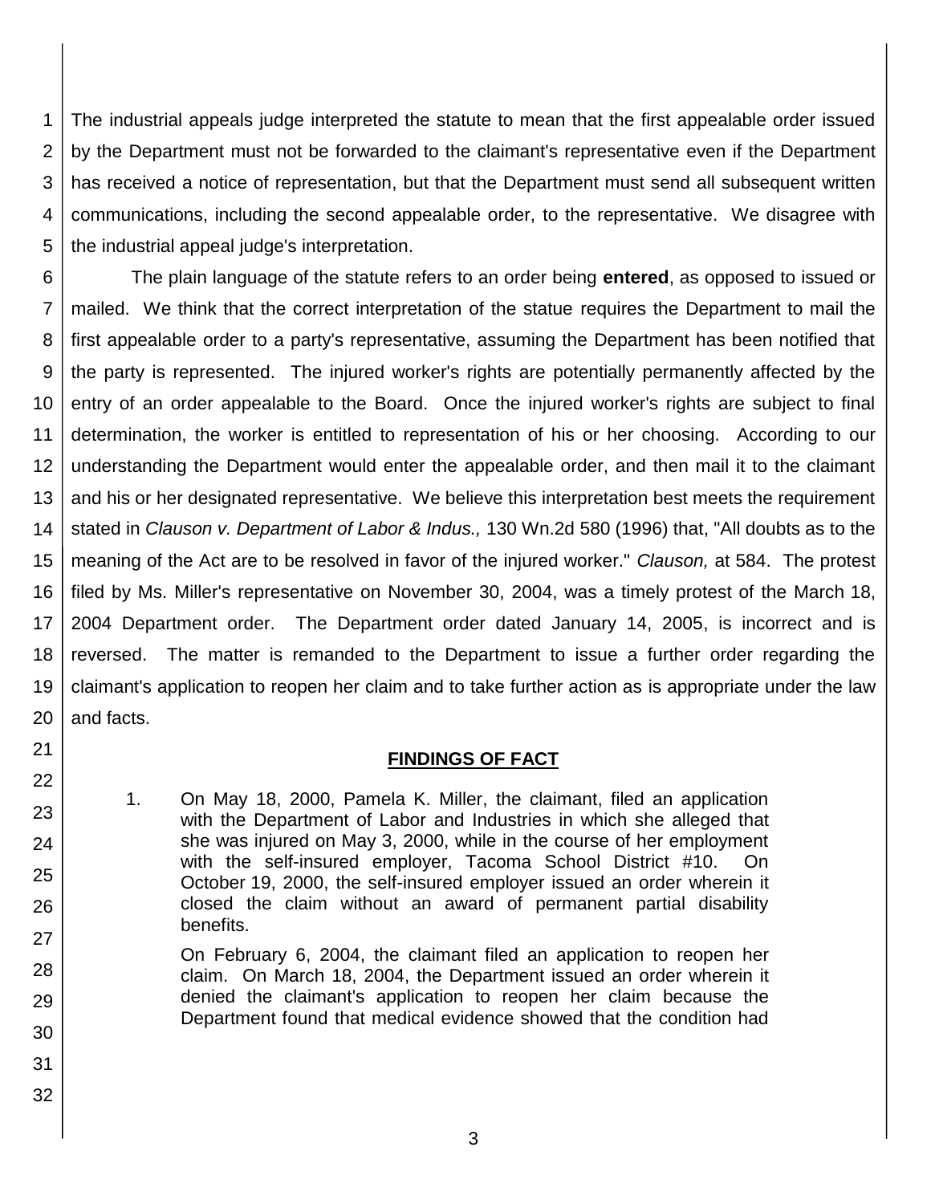The industrial appeals judge interpreted the statute to mean that the first appealable order issued by the Department must not be forwarded to the claimant's representative even if the Department has received a notice of representation, but that the Department must send all subsequent written communications, including the second appealable order, to the representative. We disagree with the industrial appeal judge's interpretation.

The plain language of the statute refers to an order being **entered**, as opposed to issued or mailed. We think that the correct interpretation of the statue requires the Department to mail the first appealable order to a party's representative, assuming the Department has been notified that the party is represented. The injured worker's rights are potentially permanently affected by the entry of an order appealable to the Board. Once the injured worker's rights are subject to final determination, the worker is entitled to representation of his or her choosing. According to our understanding the Department would enter the appealable order, and then mail it to the claimant and his or her designated representative. We believe this interpretation best meets the requirement stated in *Clauson v. Department of Labor & Indus.,* 130 Wn.2d 580 (1996) that, "All doubts as to the meaning of the Act are to be resolved in favor of the injured worker." *Clauson,* at 584. The protest filed by Ms. Miller's representative on November 30, 2004, was a timely protest of the March 18, 2004 Department order. The Department order dated January 14, 2005, is incorrect and is reversed. The matter is remanded to the Department to issue a further order regarding the claimant's application to reopen her claim and to take further action as is appropriate under the law and facts.

## FINDINGS OF FACT

1. On May 18, 2000, Pamela K. Miller, the claimant, filed an application with the Department of Labor and Industries in which she alleged that she was injured on May 3, 2000, while in the course of her employment with the self-insured employer, Tacoma School District #10. On October 19, 2000, the self-insured employer issued an order wherein it closed the claim without an award of permanent partial disability benefits.

   On February 6, 2004, the claimant filed an application to reopen her claim. On March 18, 2004, the Department issued an order wherein it denied the claimant's application to reopen her claim because the Department found that medical evidence showed that the condition had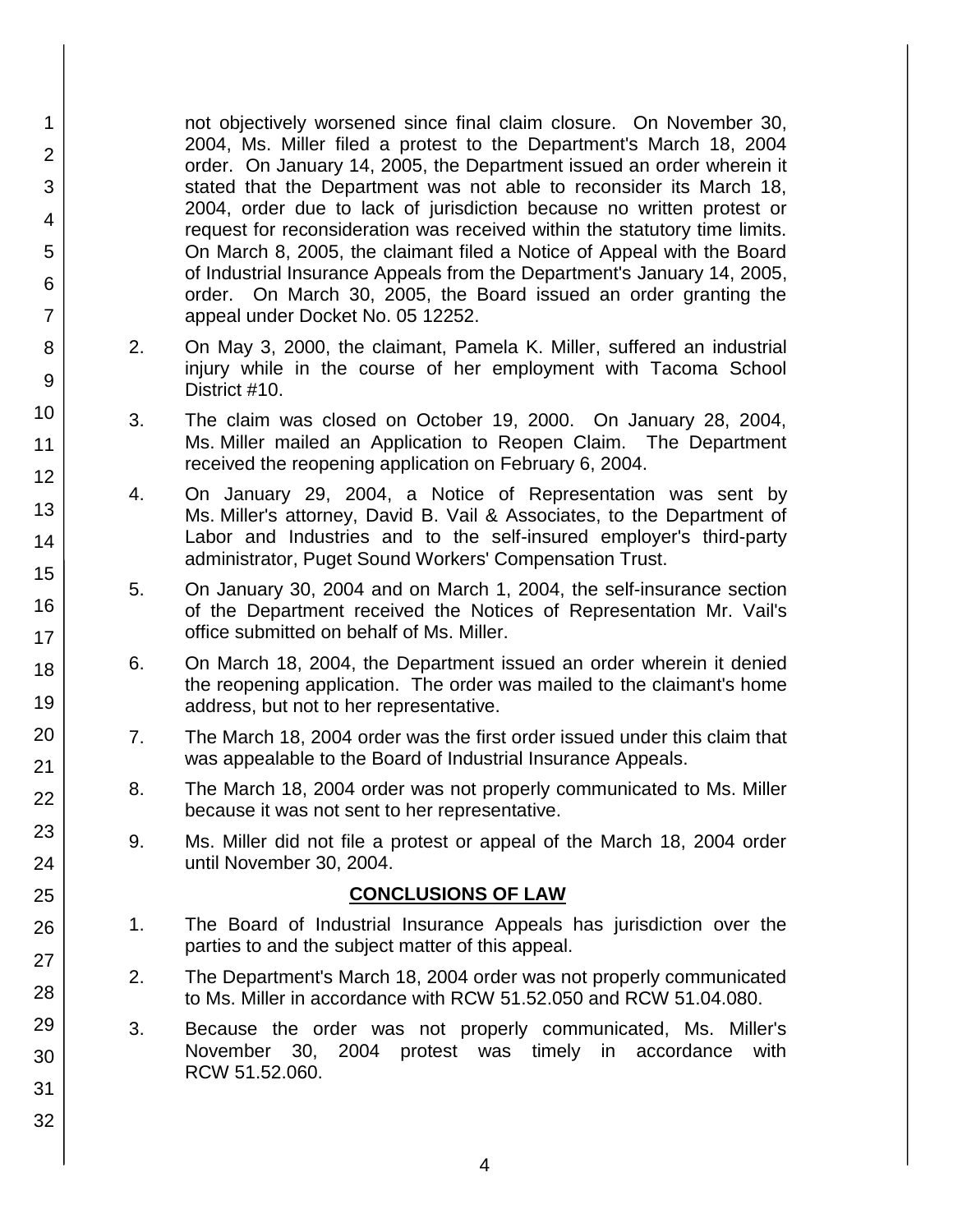not objectively worsened since final claim closure. On November 30, 2004, Ms. Miller filed a protest to the Department's March 18, 2004 order. On January 14, 2005, the Department issued an order wherein it stated that the Department was not able to reconsider its March 18, 2004, order due to lack of jurisdiction because no written protest or request for reconsideration was received within the statutory time limits. On March 8, 2005, the claimant filed a Notice of Appeal with the Board of Industrial Insurance Appeals from the Department's January 14, 2005, order. On March 30, 2005, the Board issued an order granting the appeal under Docket No. 05 12252.

2. On May 3, 2000, the claimant, Pamela K. Miller, suffered an industrial injury while in the course of her employment with Tacoma School District #10.

3. The claim was closed on October 19, 2000. On January 28, 2004, Ms. Miller mailed an Application to Reopen Claim. The Department received the reopening application on February 6, 2004.

4. On January 29, 2004, a Notice of Representation was sent by Ms. Miller's attorney, David B. Vail & Associates, to the Department of Labor and Industries and to the self-insured employer's third-party administrator, Puget Sound Workers' Compensation Trust.

5. On January 30, 2004 and on March 1, 2004, the self-insurance section of the Department received the Notices of Representation Mr. Vail's office submitted on behalf of Ms. Miller.

6. On March 18, 2004, the Department issued an order wherein it denied the reopening application. The order was mailed to the claimant's home address, but not to her representative.

7. The March 18, 2004 order was the first order issued under this claim that was appealable to the Board of Industrial Insurance Appeals.

8. The March 18, 2004 order was not properly communicated to Ms. Miller because it was not sent to her representative.

9. Ms. Miller did not file a protest or appeal of the March 18, 2004 order until November 30, 2004.

## CONCLUSIONS OF LAW

1. The Board of Industrial Insurance Appeals has jurisdiction over the parties to and the subject matter of this appeal.

2. The Department's March 18, 2004 order was not properly communicated to Ms. Miller in accordance with RCW 51.52.050 and RCW 51.04.080.

3. Because the order was not properly communicated, Ms. Miller's November 30, 2004 protest was timely in accordance with RCW 51.52.060.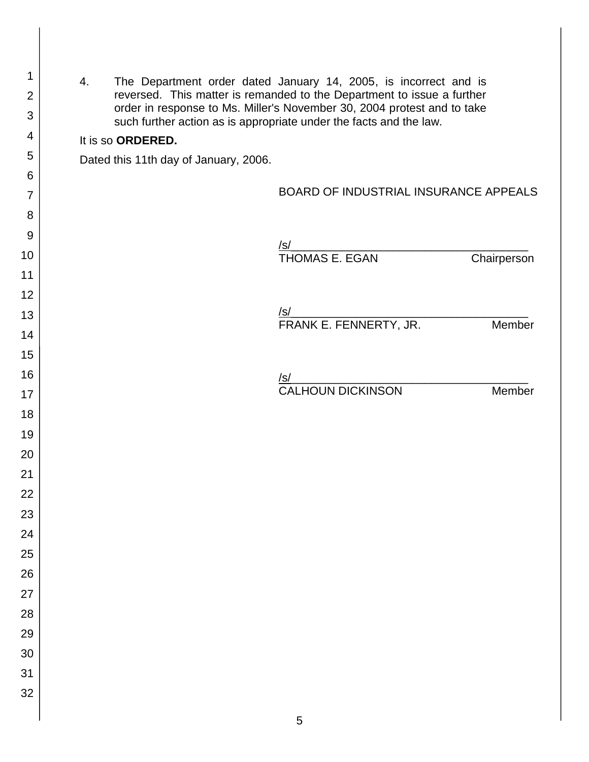4. The Department order dated January 14, 2005, is incorrect and is reversed. This matter is remanded to the Department to issue a further order in response to Ms. Miller's November 30, 2004 protest and to take such further action as is appropriate under the facts and the law.

It is so **ORDERED.**

Dated this 11th day of January, 2006.

BOARD OF INDUSTRIAL INSURANCE APPEALS

/s/
THOMAS E. EGAN Chairperson

/s/
FRANK E. FENNERTY, JR. Member

/s/
CALHOUN DICKINSON Member